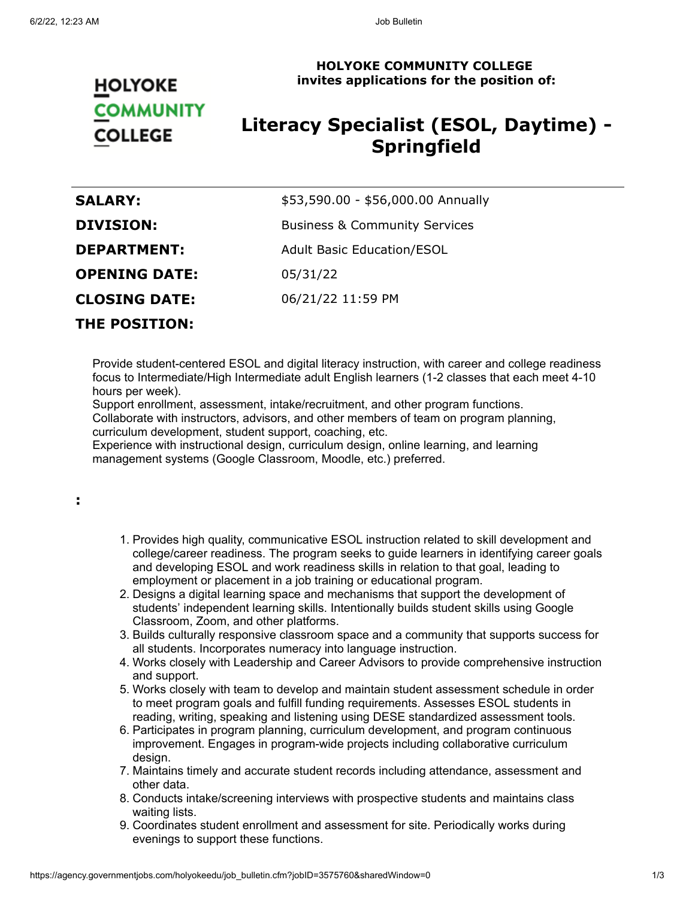**HOLYOKE COMMUNITY COLLEGE**
**invites applications for the position of:**

# Literacy Specialist (ESOL, Daytime) - Springfield

| | |
|---|---|
| **SALARY:** | $53,590.00 - $56,000.00 Annually |
| **DIVISION:** | Business & Community Services |
| **DEPARTMENT:** | Adult Basic Education/ESOL |
| **OPENING DATE:** | 05/31/22 |
| **CLOSING DATE:** | 06/21/22 11:59 PM |

## THE POSITION:

Provide student-centered ESOL and digital literacy instruction, with career and college readiness focus to Intermediate/High Intermediate adult English learners (1-2 classes that each meet 4-10 hours per week).
Support enrollment, assessment, intake/recruitment, and other program functions.
Collaborate with instructors, advisors, and other members of team on program planning, curriculum development, student support, coaching, etc.
Experience with instructional design, curriculum design, online learning, and learning management systems (Google Classroom, Moodle, etc.) preferred.

**:**

1. Provides high quality, communicative ESOL instruction related to skill development and college/career readiness. The program seeks to guide learners in identifying career goals and developing ESOL and work readiness skills in relation to that goal, leading to employment or placement in a job training or educational program.
2. Designs a digital learning space and mechanisms that support the development of students' independent learning skills. Intentionally builds student skills using Google Classroom, Zoom, and other platforms.
3. Builds culturally responsive classroom space and a community that supports success for all students. Incorporates numeracy into language instruction.
4. Works closely with Leadership and Career Advisors to provide comprehensive instruction and support.
5. Works closely with team to develop and maintain student assessment schedule in order to meet program goals and fulfill funding requirements. Assesses ESOL students in reading, writing, speaking and listening using DESE standardized assessment tools.
6. Participates in program planning, curriculum development, and program continuous improvement. Engages in program-wide projects including collaborative curriculum design.
7. Maintains timely and accurate student records including attendance, assessment and other data.
8. Conducts intake/screening interviews with prospective students and maintains class waiting lists.
9. Coordinates student enrollment and assessment for site. Periodically works during evenings to support these functions.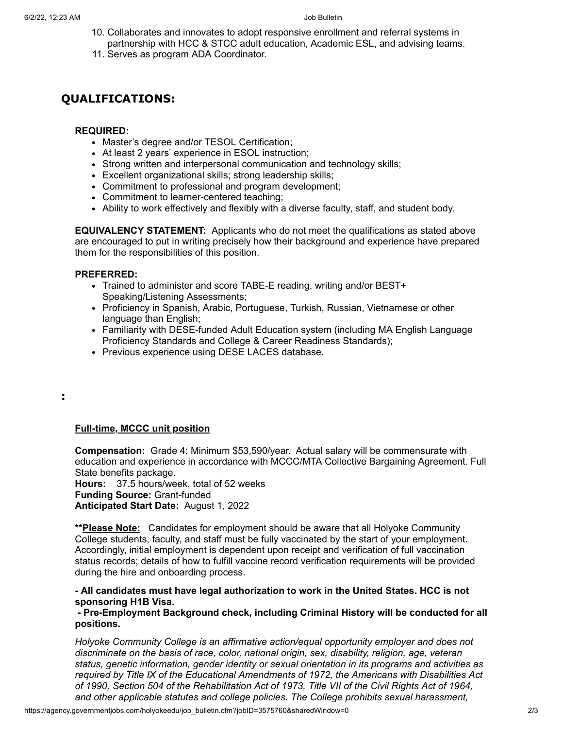10. Collaborates and innovates to adopt responsive enrollment and referral systems in partnership with HCC & STCC adult education, Academic ESL, and advising teams.
11. Serves as program ADA Coordinator.

## QUALIFICATIONS:

**REQUIRED:**

- Master's degree and/or TESOL Certification;
- At least 2 years' experience in ESOL instruction;
- Strong written and interpersonal communication and technology skills;
- Excellent organizational skills; strong leadership skills;
- Commitment to professional and program development;
- Commitment to learner-centered teaching;
- Ability to work effectively and flexibly with a diverse faculty, staff, and student body.

**EQUIVALENCY STATEMENT:** Applicants who do not meet the qualifications as stated above are encouraged to put in writing precisely how their background and experience have prepared them for the responsibilities of this position.

**PREFERRED:**

- Trained to administer and score TABE-E reading, writing and/or BEST+ Speaking/Listening Assessments;
- Proficiency in Spanish, Arabic, Portuguese, Turkish, Russian, Vietnamese or other language than English;
- Familiarity with DESE-funded Adult Education system (including MA English Language Proficiency Standards and College & Career Readiness Standards);
- Previous experience using DESE LACES database.

**:**

**<u>Full-time, MCCC unit position</u>**

**Compensation:** Grade 4: Minimum $53,590/year. Actual salary will be commensurate with education and experience in accordance with MCCC/MTA Collective Bargaining Agreement. Full State benefits package.
**Hours:** 37.5 hours/week, total of 52 weeks
**Funding Source:** Grant-funded
**Anticipated Start Date:** August 1, 2022

**\*\*<u>Please Note:</u>** Candidates for employment should be aware that all Holyoke Community College students, faculty, and staff must be fully vaccinated by the start of your employment. Accordingly, initial employment is dependent upon receipt and verification of full vaccination status records; details of how to fulfill vaccine record verification requirements will be provided during the hire and onboarding process.

**- All candidates must have legal authorization to work in the United States. HCC is not sponsoring H1B Visa.**
**- Pre-Employment Background check, including Criminal History will be conducted for all positions.**

*Holyoke Community College is an affirmative action/equal opportunity employer and does not discriminate on the basis of race, color, national origin, sex, disability, religion, age, veteran status, genetic information, gender identity or sexual orientation in its programs and activities as required by Title IX of the Educational Amendments of 1972, the Americans with Disabilities Act of 1990, Section 504 of the Rehabilitation Act of 1973, Title VII of the Civil Rights Act of 1964, and other applicable statutes and college policies. The College prohibits sexual harassment,*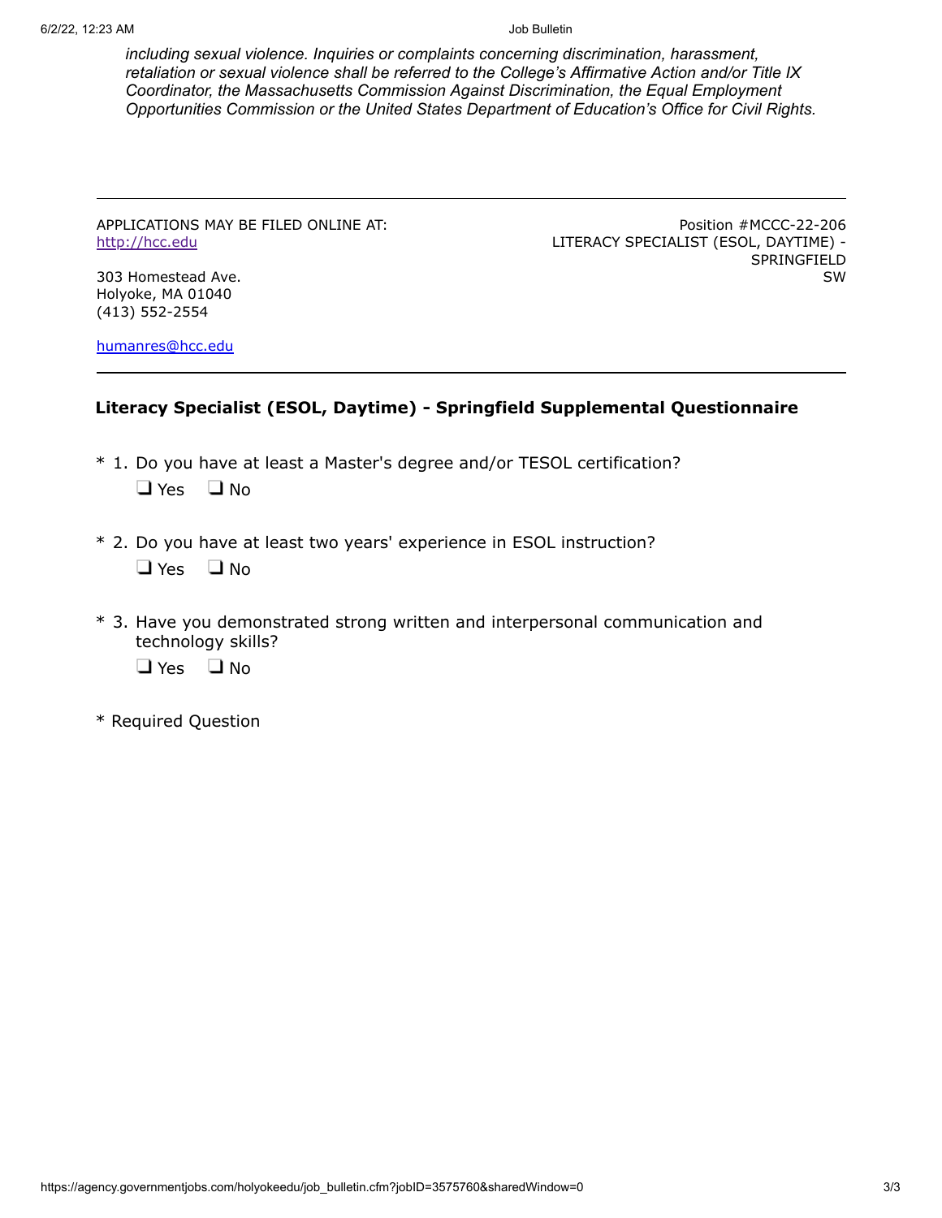*including sexual violence. Inquiries or complaints concerning discrimination, harassment, retaliation or sexual violence shall be referred to the College's Affirmative Action and/or Title IX Coordinator, the Massachusetts Commission Against Discrimination, the Equal Employment Opportunities Commission or the United States Department of Education's Office for Civil Rights.*

---

APPLICATIONS MAY BE FILED ONLINE AT:
http://hcc.edu

303 Homestead Ave.
Holyoke, MA 01040
(413) 552-2554

humanres@hcc.edu

Position #MCCC-22-206
LITERACY SPECIALIST (ESOL, DAYTIME) - SPRINGFIELD
SW

---

## Literacy Specialist (ESOL, Daytime) - Springfield Supplemental Questionnaire

* 1. Do you have at least a Master's degree and/or TESOL certification?
   - ❑ Yes ❑ No

* 2. Do you have at least two years' experience in ESOL instruction?
   - ❑ Yes ❑ No

* 3. Have you demonstrated strong written and interpersonal communication and technology skills?
   - ❑ Yes ❑ No

* Required Question